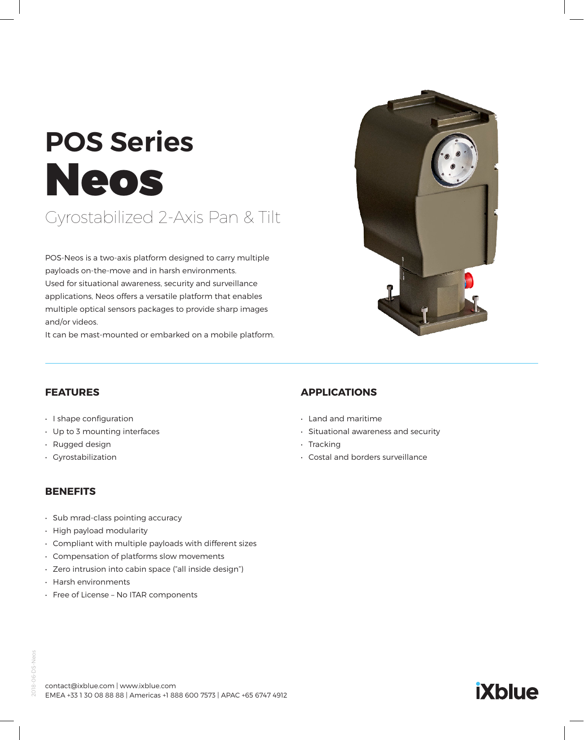# POS Series

# Neos

## Gyrostabilized 2-Axis Pan & Tilt

POS-Neos is a two-axis platform designed to carry multiple payloads on-the-move and in harsh environments.
Used for situational awareness, security and surveillance applications, Neos offers a versatile platform that enables multiple optical sensors packages to provide sharp images and/or videos.
It can be mast-mounted or embarked on a mobile platform.

### FEATURES

- I shape configuration
- Up to 3 mounting interfaces
- Rugged design
- Gyrostabilization

### BENEFITS

- Sub mrad-class pointing accuracy
- High payload modularity
- Compliant with multiple payloads with different sizes
- Compensation of platforms slow movements
- Zero intrusion into cabin space ("all inside design")
- Harsh environments
- Free of License – No ITAR components

### APPLICATIONS

- Land and maritime
- Situational awareness and security
- Tracking
- Costal and borders surveillance

2018-06-DS-Neos

contact@ixblue.com | www.ixblue.com
EMEA +33 1 30 08 88 88 | Americas +1 888 600 7573 | APAC +65 6747 4912

iXblue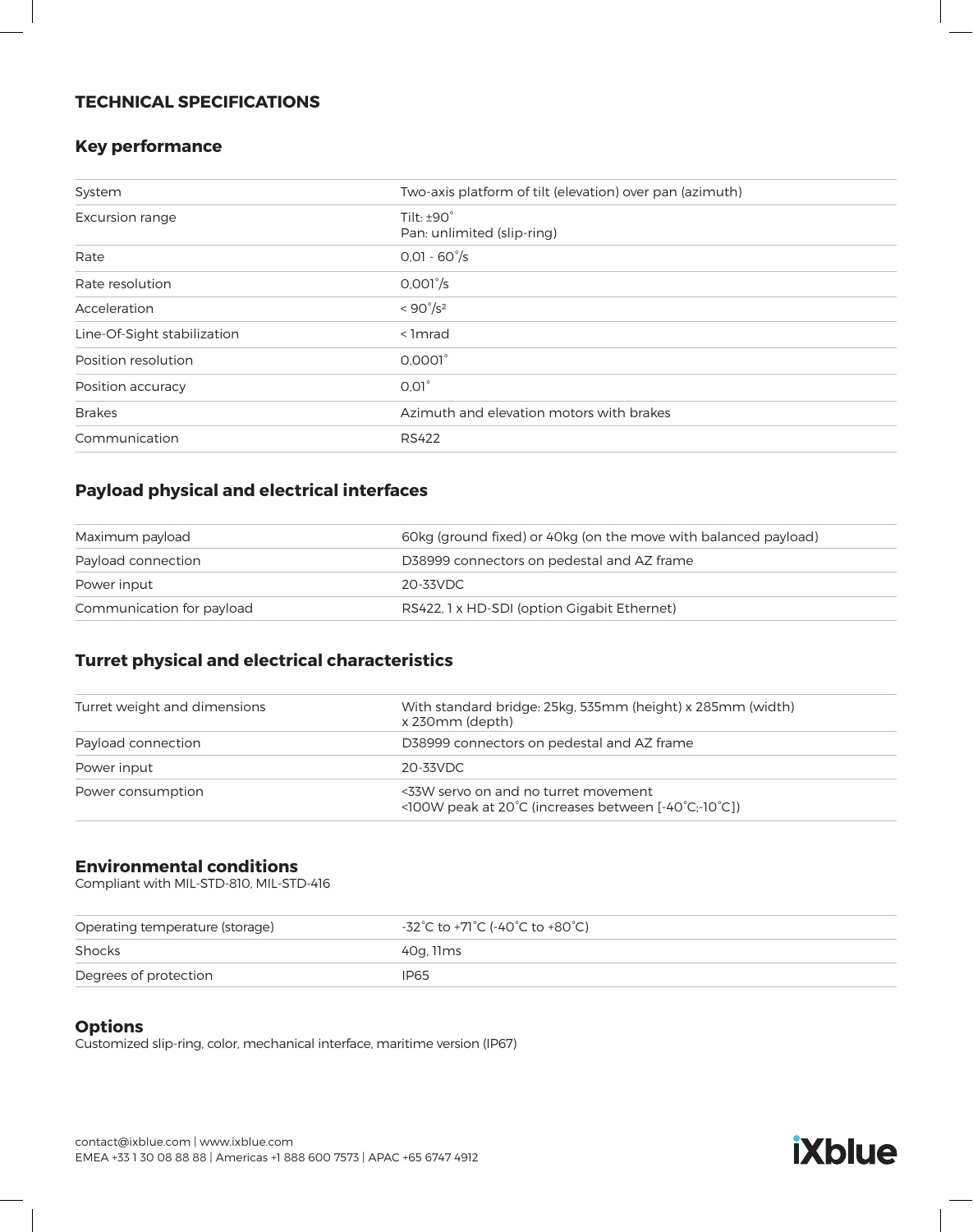# TECHNICAL SPECIFICATIONS

## Key performance

| | |
|---|---|
| System | Two-axis platform of tilt (elevation) over pan (azimuth) |
| Excursion range | Tilt: ±90°<br>Pan: unlimited (slip-ring) |
| Rate | 0,01 - 60°/s |
| Rate resolution | 0,001°/s |
| Acceleration | < 90°/s² |
| Line-Of-Sight stabilization | < 1mrad |
| Position resolution | 0,0001° |
| Position accuracy | 0,01° |
| Brakes | Azimuth and elevation motors with brakes |
| Communication | RS422 |

## Payload physical and electrical interfaces

| | |
|---|---|
| Maximum payload | 60kg (ground fixed) or 40kg (on the move with balanced payload) |
| Payload connection | D38999 connectors on pedestal and AZ frame |
| Power input | 20-33VDC |
| Communication for payload | RS422, 1 x HD-SDI (option Gigabit Ethernet) |

## Turret physical and electrical characteristics

| | |
|---|---|
| Turret weight and dimensions | With standard bridge: 25kg, 535mm (height) x 285mm (width) x 230mm (depth) |
| Payload connection | D38999 connectors on pedestal and AZ frame |
| Power input | 20-33VDC |
| Power consumption | <33W servo on and no turret movement<br><100W peak at 20°C (increases between [-40°C;-10°C]) |

## Environmental conditions

Compliant with MIL-STD-810, MIL-STD-416

| | |
|---|---|
| Operating temperature (storage) | -32°C to +71°C (-40°C to +80°C) |
| Shocks | 40g, 11ms |
| Degrees of protection | IP65 |

## Options

Customized slip-ring, color, mechanical interface, maritime version (IP67)

contact@ixblue.com | www.ixblue.com
EMEA +33 1 30 08 88 88 | Americas +1 888 600 7573 | APAC +65 6747 4912

iXblue